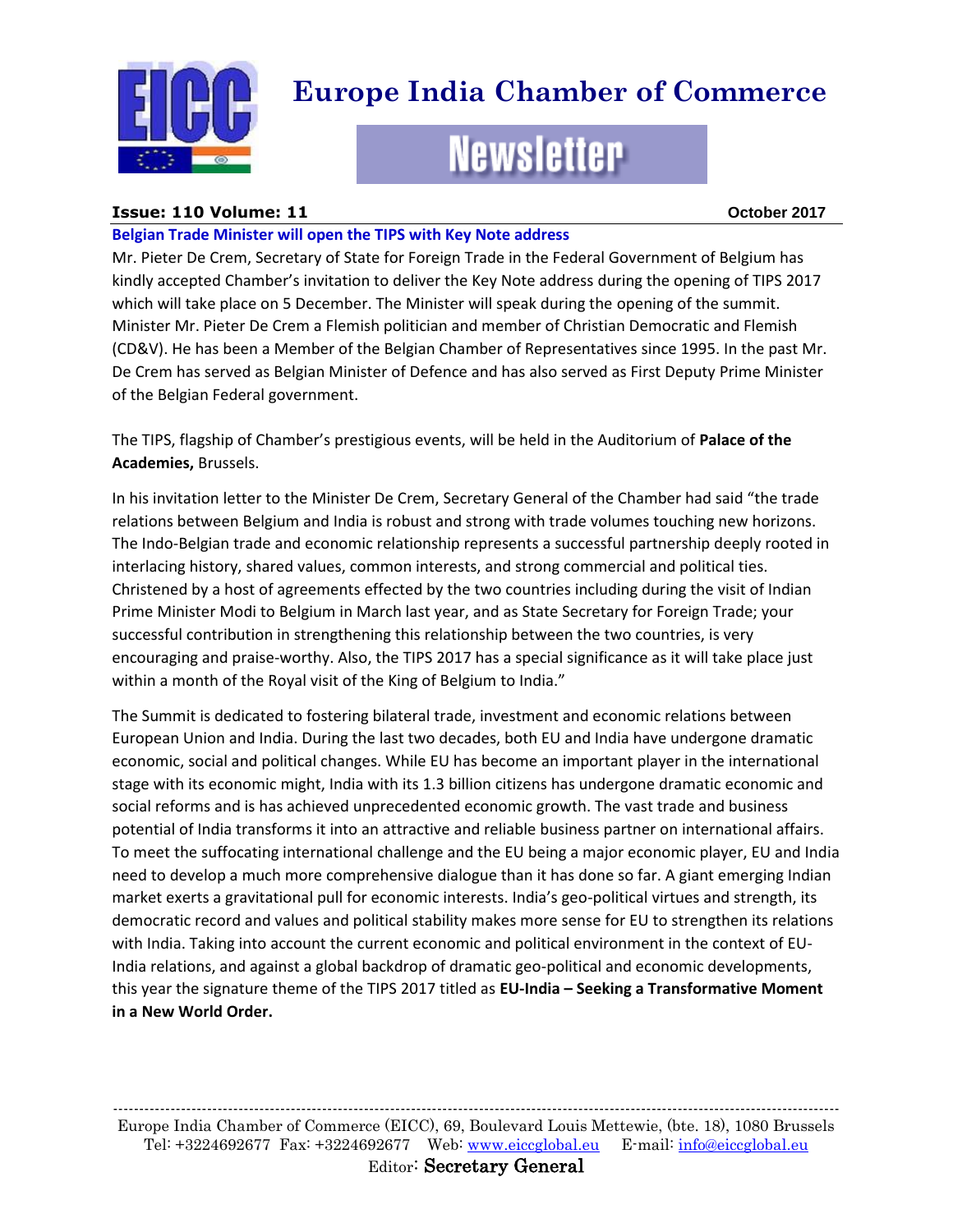# Europe India Chamber of Commerce

## Newsletter

**Issue: 110 Volume: 11** October 2017

### Belgian Trade Minister will open the TIPS with Key Note address

Mr. Pieter De Crem, Secretary of State for Foreign Trade in the Federal Government of Belgium has kindly accepted Chamber's invitation to deliver the Key Note address during the opening of TIPS 2017 which will take place on 5 December. The Minister will speak during the opening of the summit. Minister Mr. Pieter De Crem a Flemish politician and member of Christian Democratic and Flemish (CD&V). He has been a Member of the Belgian Chamber of Representatives since 1995. In the past Mr. De Crem has served as Belgian Minister of Defence and has also served as First Deputy Prime Minister of the Belgian Federal government.

The TIPS, flagship of Chamber's prestigious events, will be held in the Auditorium of **Palace of the Academies,** Brussels.

In his invitation letter to the Minister De Crem, Secretary General of the Chamber had said "the trade relations between Belgium and India is robust and strong with trade volumes touching new horizons. The Indo-Belgian trade and economic relationship represents a successful partnership deeply rooted in interlacing history, shared values, common interests, and strong commercial and political ties. Christened by a host of agreements effected by the two countries including during the visit of Indian Prime Minister Modi to Belgium in March last year, and as State Secretary for Foreign Trade; your successful contribution in strengthening this relationship between the two countries, is very encouraging and praise-worthy. Also, the TIPS 2017 has a special significance as it will take place just within a month of the Royal visit of the King of Belgium to India."

The Summit is dedicated to fostering bilateral trade, investment and economic relations between European Union and India. During the last two decades, both EU and India have undergone dramatic economic, social and political changes. While EU has become an important player in the international stage with its economic might, India with its 1.3 billion citizens has undergone dramatic economic and social reforms and is has achieved unprecedented economic growth. The vast trade and business potential of India transforms it into an attractive and reliable business partner on international affairs. To meet the suffocating international challenge and the EU being a major economic player, EU and India need to develop a much more comprehensive dialogue than it has done so far. A giant emerging Indian market exerts a gravitational pull for economic interests. India's geo-political virtues and strength, its democratic record and values and political stability makes more sense for EU to strengthen its relations with India. Taking into account the current economic and political environment in the context of EU-India relations, and against a global backdrop of dramatic geo-political and economic developments, this year the signature theme of the TIPS 2017 titled as **EU-India – Seeking a Transformative Moment in a New World Order.**

---

Europe India Chamber of Commerce (EICC), 69, Boulevard Louis Mettewie, (bte. 18), 1080 Brussels
Tel: +3224692677 Fax: +3224692677 Web: www.eiccglobal.eu E-mail: info@eiccglobal.eu
Editor: Secretary General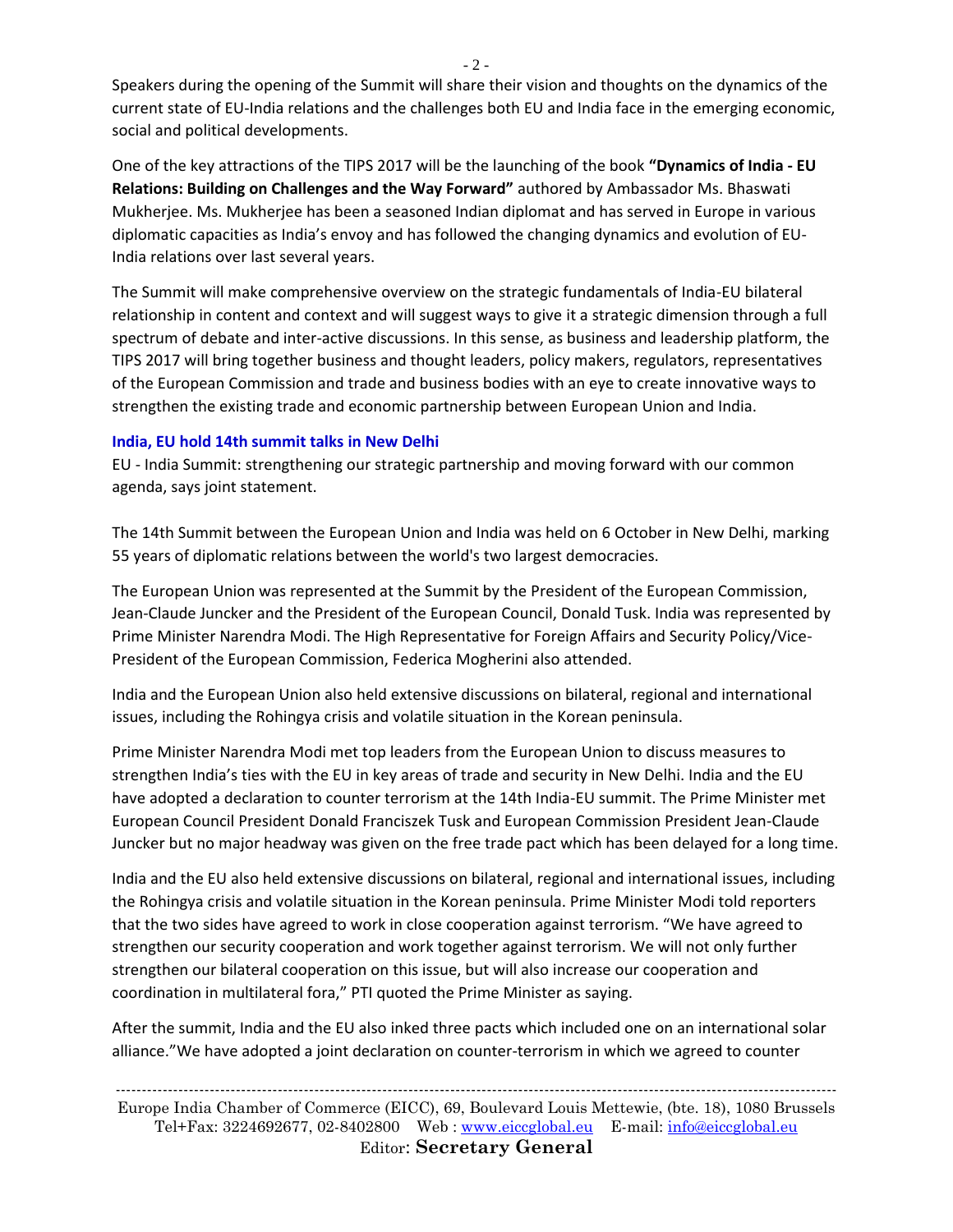Speakers during the opening of the Summit will share their vision and thoughts on the dynamics of the current state of EU-India relations and the challenges both EU and India face in the emerging economic, social and political developments.

One of the key attractions of the TIPS 2017 will be the launching of the book **"Dynamics of India - EU Relations: Building on Challenges and the Way Forward"** authored by Ambassador Ms. Bhaswati Mukherjee. Ms. Mukherjee has been a seasoned Indian diplomat and has served in Europe in various diplomatic capacities as India's envoy and has followed the changing dynamics and evolution of EU-India relations over last several years.

The Summit will make comprehensive overview on the strategic fundamentals of India-EU bilateral relationship in content and context and will suggest ways to give it a strategic dimension through a full spectrum of debate and inter-active discussions. In this sense, as business and leadership platform, the TIPS 2017 will bring together business and thought leaders, policy makers, regulators, representatives of the European Commission and trade and business bodies with an eye to create innovative ways to strengthen the existing trade and economic partnership between European Union and India.

### India, EU hold 14th summit talks in New Delhi

EU - India Summit: strengthening our strategic partnership and moving forward with our common agenda, says joint statement.

The 14th Summit between the European Union and India was held on 6 October in New Delhi, marking 55 years of diplomatic relations between the world's two largest democracies.

The European Union was represented at the Summit by the President of the European Commission, Jean-Claude Juncker and the President of the European Council, Donald Tusk. India was represented by Prime Minister Narendra Modi. The High Representative for Foreign Affairs and Security Policy/Vice-President of the European Commission, Federica Mogherini also attended.

India and the European Union also held extensive discussions on bilateral, regional and international issues, including the Rohingya crisis and volatile situation in the Korean peninsula.

Prime Minister Narendra Modi met top leaders from the European Union to discuss measures to strengthen India's ties with the EU in key areas of trade and security in New Delhi. India and the EU have adopted a declaration to counter terrorism at the 14th India-EU summit. The Prime Minister met European Council President Donald Franciszek Tusk and European Commission President Jean-Claude Juncker but no major headway was given on the free trade pact which has been delayed for a long time.

India and the EU also held extensive discussions on bilateral, regional and international issues, including the Rohingya crisis and volatile situation in the Korean peninsula. Prime Minister Modi told reporters that the two sides have agreed to work in close cooperation against terrorism. "We have agreed to strengthen our security cooperation and work together against terrorism. We will not only further strengthen our bilateral cooperation on this issue, but will also increase our cooperation and coordination in multilateral fora," PTI quoted the Prime Minister as saying.

After the summit, India and the EU also inked three pacts which included one on an international solar alliance."We have adopted a joint declaration on counter-terrorism in which we agreed to counter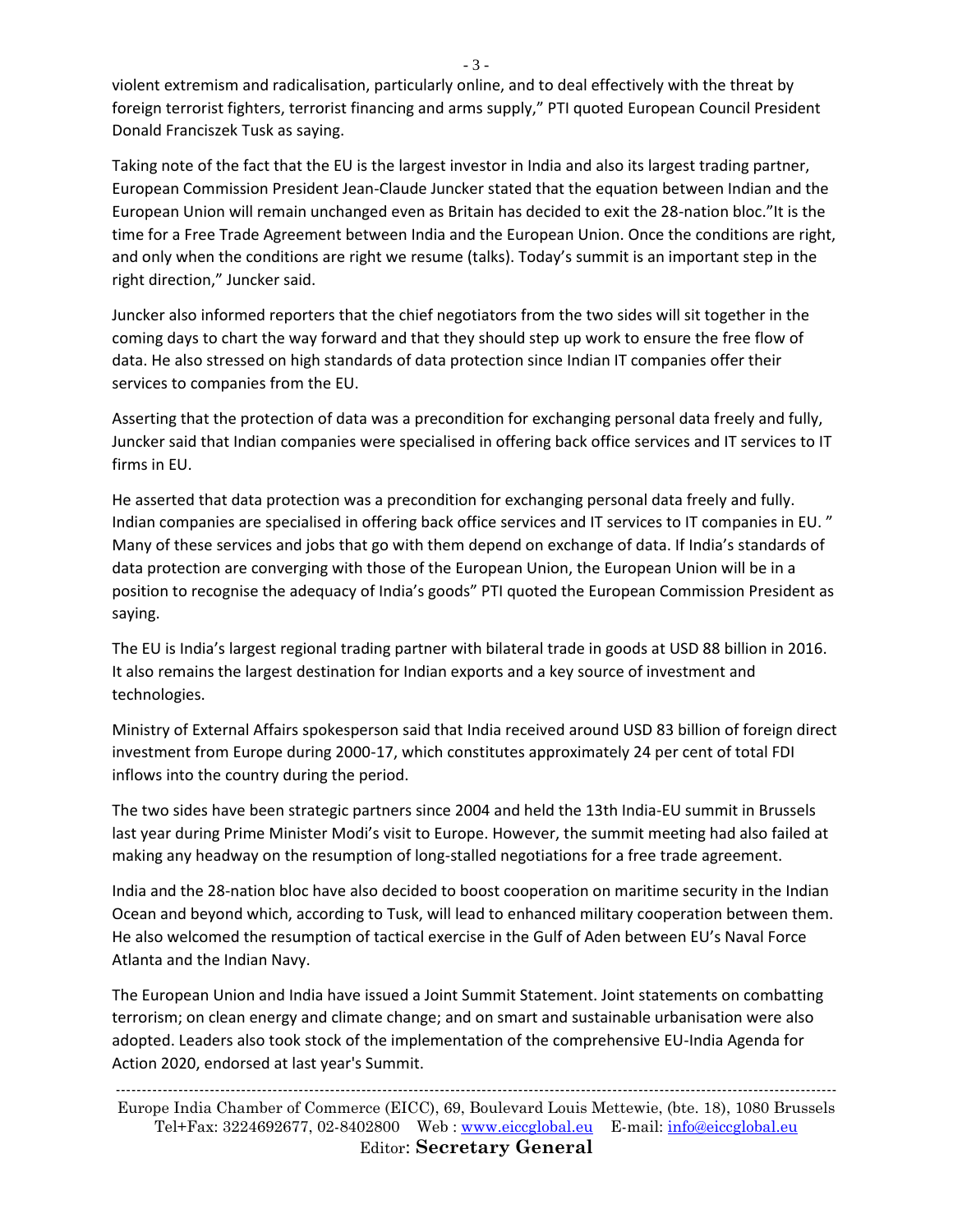violent extremism and radicalisation, particularly online, and to deal effectively with the threat by foreign terrorist fighters, terrorist financing and arms supply," PTI quoted European Council President Donald Franciszek Tusk as saying.

Taking note of the fact that the EU is the largest investor in India and also its largest trading partner, European Commission President Jean-Claude Juncker stated that the equation between Indian and the European Union will remain unchanged even as Britain has decided to exit the 28-nation bloc."It is the time for a Free Trade Agreement between India and the European Union. Once the conditions are right, and only when the conditions are right we resume (talks). Today's summit is an important step in the right direction," Juncker said.

Juncker also informed reporters that the chief negotiators from the two sides will sit together in the coming days to chart the way forward and that they should step up work to ensure the free flow of data. He also stressed on high standards of data protection since Indian IT companies offer their services to companies from the EU.

Asserting that the protection of data was a precondition for exchanging personal data freely and fully, Juncker said that Indian companies were specialised in offering back office services and IT services to IT firms in EU.

He asserted that data protection was a precondition for exchanging personal data freely and fully. Indian companies are specialised in offering back office services and IT services to IT companies in EU. " Many of these services and jobs that go with them depend on exchange of data. If India's standards of data protection are converging with those of the European Union, the European Union will be in a position to recognise the adequacy of India's goods" PTI quoted the European Commission President as saying.

The EU is India's largest regional trading partner with bilateral trade in goods at USD 88 billion in 2016. It also remains the largest destination for Indian exports and a key source of investment and technologies.

Ministry of External Affairs spokesperson said that India received around USD 83 billion of foreign direct investment from Europe during 2000-17, which constitutes approximately 24 per cent of total FDI inflows into the country during the period.

The two sides have been strategic partners since 2004 and held the 13th India-EU summit in Brussels last year during Prime Minister Modi's visit to Europe. However, the summit meeting had also failed at making any headway on the resumption of long-stalled negotiations for a free trade agreement.

India and the 28-nation bloc have also decided to boost cooperation on maritime security in the Indian Ocean and beyond which, according to Tusk, will lead to enhanced military cooperation between them. He also welcomed the resumption of tactical exercise in the Gulf of Aden between EU's Naval Force Atlanta and the Indian Navy.

The European Union and India have issued a Joint Summit Statement. Joint statements on combatting terrorism; on clean energy and climate change; and on smart and sustainable urbanisation were also adopted. Leaders also took stock of the implementation of the comprehensive EU-India Agenda for Action 2020, endorsed at last year's Summit.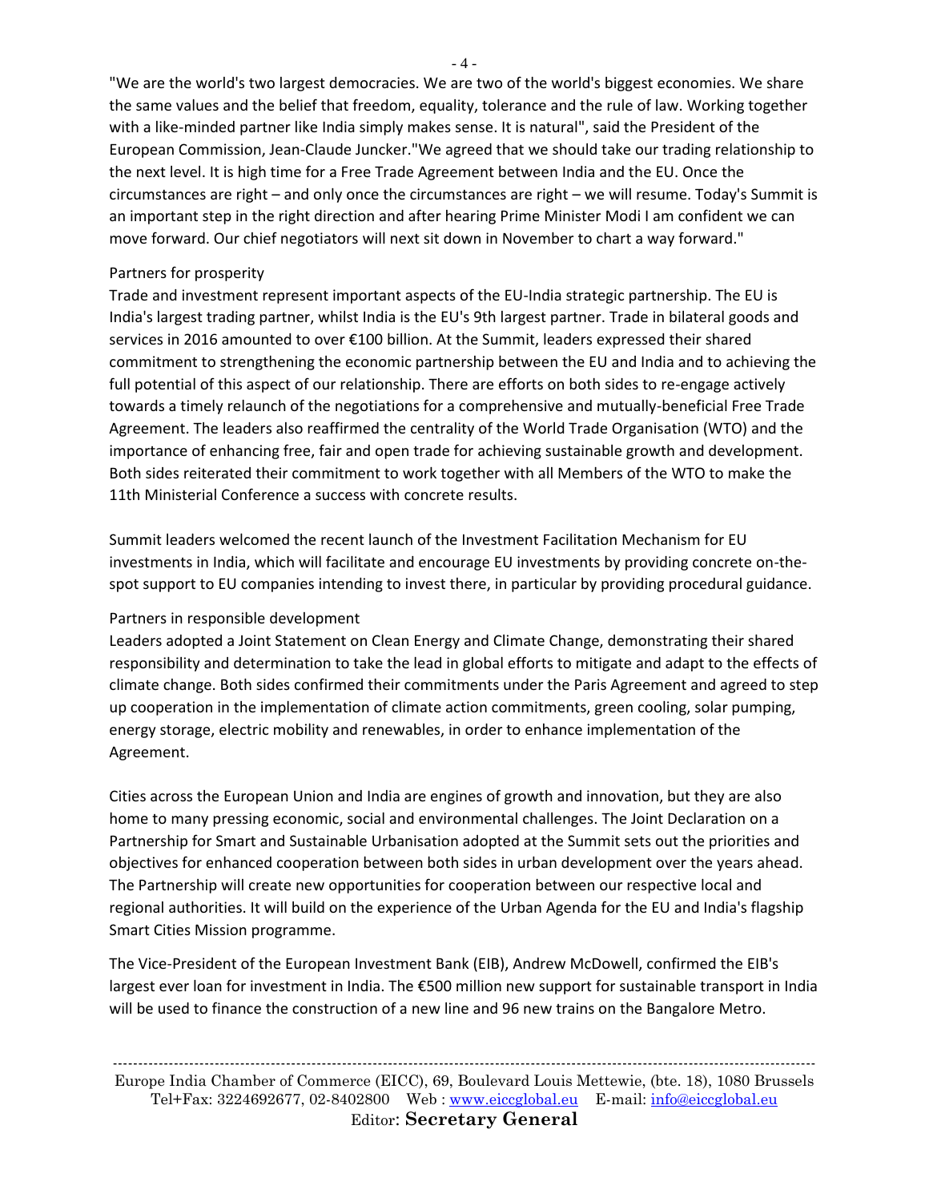"We are the world's two largest democracies. We are two of the world's biggest economies. We share the same values and the belief that freedom, equality, tolerance and the rule of law. Working together with a like-minded partner like India simply makes sense. It is natural", said the President of the European Commission, Jean-Claude Juncker."We agreed that we should take our trading relationship to the next level. It is high time for a Free Trade Agreement between India and the EU. Once the circumstances are right – and only once the circumstances are right – we will resume. Today's Summit is an important step in the right direction and after hearing Prime Minister Modi I am confident we can move forward. Our chief negotiators will next sit down in November to chart a way forward."

Partners for prosperity

Trade and investment represent important aspects of the EU-India strategic partnership. The EU is India's largest trading partner, whilst India is the EU's 9th largest partner. Trade in bilateral goods and services in 2016 amounted to over €100 billion. At the Summit, leaders expressed their shared commitment to strengthening the economic partnership between the EU and India and to achieving the full potential of this aspect of our relationship. There are efforts on both sides to re-engage actively towards a timely relaunch of the negotiations for a comprehensive and mutually-beneficial Free Trade Agreement. The leaders also reaffirmed the centrality of the World Trade Organisation (WTO) and the importance of enhancing free, fair and open trade for achieving sustainable growth and development. Both sides reiterated their commitment to work together with all Members of the WTO to make the 11th Ministerial Conference a success with concrete results.

Summit leaders welcomed the recent launch of the Investment Facilitation Mechanism for EU investments in India, which will facilitate and encourage EU investments by providing concrete on-the-spot support to EU companies intending to invest there, in particular by providing procedural guidance.

Partners in responsible development

Leaders adopted a Joint Statement on Clean Energy and Climate Change, demonstrating their shared responsibility and determination to take the lead in global efforts to mitigate and adapt to the effects of climate change. Both sides confirmed their commitments under the Paris Agreement and agreed to step up cooperation in the implementation of climate action commitments, green cooling, solar pumping, energy storage, electric mobility and renewables, in order to enhance implementation of the Agreement.

Cities across the European Union and India are engines of growth and innovation, but they are also home to many pressing economic, social and environmental challenges. The Joint Declaration on a Partnership for Smart and Sustainable Urbanisation adopted at the Summit sets out the priorities and objectives for enhanced cooperation between both sides in urban development over the years ahead. The Partnership will create new opportunities for cooperation between our respective local and regional authorities. It will build on the experience of the Urban Agenda for the EU and India's flagship Smart Cities Mission programme.

The Vice-President of the European Investment Bank (EIB), Andrew McDowell, confirmed the EIB's largest ever loan for investment in India. The €500 million new support for sustainable transport in India will be used to finance the construction of a new line and 96 new trains on the Bangalore Metro.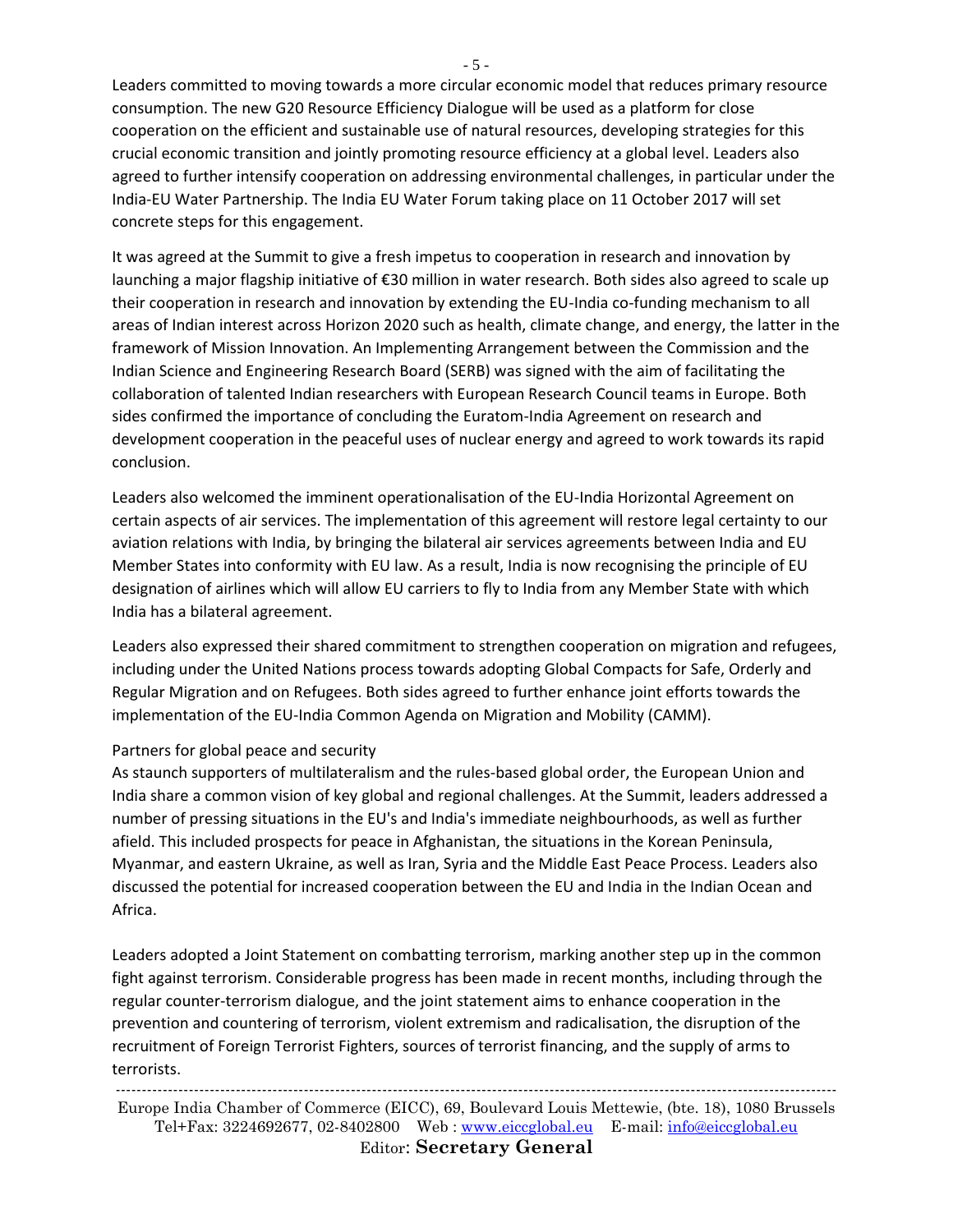Leaders committed to moving towards a more circular economic model that reduces primary resource consumption. The new G20 Resource Efficiency Dialogue will be used as a platform for close cooperation on the efficient and sustainable use of natural resources, developing strategies for this crucial economic transition and jointly promoting resource efficiency at a global level. Leaders also agreed to further intensify cooperation on addressing environmental challenges, in particular under the India-EU Water Partnership. The India EU Water Forum taking place on 11 October 2017 will set concrete steps for this engagement.

It was agreed at the Summit to give a fresh impetus to cooperation in research and innovation by launching a major flagship initiative of €30 million in water research. Both sides also agreed to scale up their cooperation in research and innovation by extending the EU-India co-funding mechanism to all areas of Indian interest across Horizon 2020 such as health, climate change, and energy, the latter in the framework of Mission Innovation. An Implementing Arrangement between the Commission and the Indian Science and Engineering Research Board (SERB) was signed with the aim of facilitating the collaboration of talented Indian researchers with European Research Council teams in Europe. Both sides confirmed the importance of concluding the Euratom-India Agreement on research and development cooperation in the peaceful uses of nuclear energy and agreed to work towards its rapid conclusion.

Leaders also welcomed the imminent operationalisation of the EU-India Horizontal Agreement on certain aspects of air services. The implementation of this agreement will restore legal certainty to our aviation relations with India, by bringing the bilateral air services agreements between India and EU Member States into conformity with EU law. As a result, India is now recognising the principle of EU designation of airlines which will allow EU carriers to fly to India from any Member State with which India has a bilateral agreement.

Leaders also expressed their shared commitment to strengthen cooperation on migration and refugees, including under the United Nations process towards adopting Global Compacts for Safe, Orderly and Regular Migration and on Refugees. Both sides agreed to further enhance joint efforts towards the implementation of the EU-India Common Agenda on Migration and Mobility (CAMM).

## Partners for global peace and security

As staunch supporters of multilateralism and the rules-based global order, the European Union and India share a common vision of key global and regional challenges. At the Summit, leaders addressed a number of pressing situations in the EU's and India's immediate neighbourhoods, as well as further afield. This included prospects for peace in Afghanistan, the situations in the Korean Peninsula, Myanmar, and eastern Ukraine, as well as Iran, Syria and the Middle East Peace Process. Leaders also discussed the potential for increased cooperation between the EU and India in the Indian Ocean and Africa.

Leaders adopted a Joint Statement on combatting terrorism, marking another step up in the common fight against terrorism. Considerable progress has been made in recent months, including through the regular counter-terrorism dialogue, and the joint statement aims to enhance cooperation in the prevention and countering of terrorism, violent extremism and radicalisation, the disruption of the recruitment of Foreign Terrorist Fighters, sources of terrorist financing, and the supply of arms to terrorists.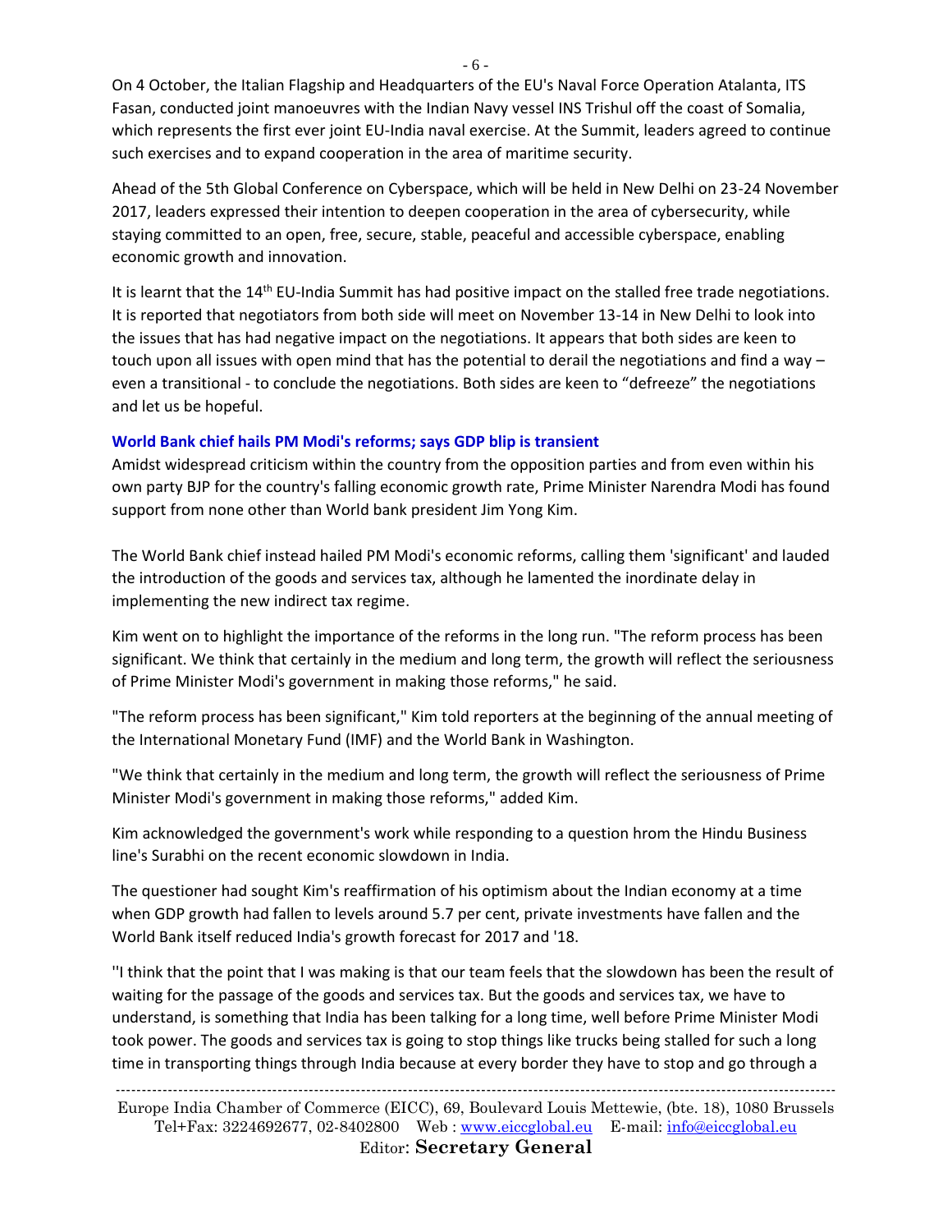On 4 October, the Italian Flagship and Headquarters of the EU's Naval Force Operation Atalanta, ITS Fasan, conducted joint manoeuvres with the Indian Navy vessel INS Trishul off the coast of Somalia, which represents the first ever joint EU-India naval exercise. At the Summit, leaders agreed to continue such exercises and to expand cooperation in the area of maritime security.

Ahead of the 5th Global Conference on Cyberspace, which will be held in New Delhi on 23-24 November 2017, leaders expressed their intention to deepen cooperation in the area of cybersecurity, while staying committed to an open, free, secure, stable, peaceful and accessible cyberspace, enabling economic growth and innovation.

It is learnt that the 14th EU-India Summit has had positive impact on the stalled free trade negotiations. It is reported that negotiators from both side will meet on November 13-14 in New Delhi to look into the issues that has had negative impact on the negotiations. It appears that both sides are keen to touch upon all issues with open mind that has the potential to derail the negotiations and find a way – even a transitional - to conclude the negotiations. Both sides are keen to "defreeze" the negotiations and let us be hopeful.

**World Bank chief hails PM Modi's reforms; says GDP blip is transient**

Amidst widespread criticism within the country from the opposition parties and from even within his own party BJP for the country's falling economic growth rate, Prime Minister Narendra Modi has found support from none other than World bank president Jim Yong Kim.

The World Bank chief instead hailed PM Modi's economic reforms, calling them 'significant' and lauded the introduction of the goods and services tax, although he lamented the inordinate delay in implementing the new indirect tax regime.

Kim went on to highlight the importance of the reforms in the long run. "The reform process has been significant. We think that certainly in the medium and long term, the growth will reflect the seriousness of Prime Minister Modi's government in making those reforms," he said.

"The reform process has been significant," Kim told reporters at the beginning of the annual meeting of the International Monetary Fund (IMF) and the World Bank in Washington.

"We think that certainly in the medium and long term, the growth will reflect the seriousness of Prime Minister Modi's government in making those reforms," added Kim.

Kim acknowledged the government's work while responding to a question hrom the Hindu Business line's Surabhi on the recent economic slowdown in India.

The questioner had sought Kim's reaffirmation of his optimism about the Indian economy at a time when GDP growth had fallen to levels around 5.7 per cent, private investments have fallen and the World Bank itself reduced India's growth forecast for 2017 and '18.

''I think that the point that I was making is that our team feels that the slowdown has been the result of waiting for the passage of the goods and services tax. But the goods and services tax, we have to understand, is something that India has been talking for a long time, well before Prime Minister Modi took power. The goods and services tax is going to stop things like trucks being stalled for such a long time in transporting things through India because at every border they have to stop and go through a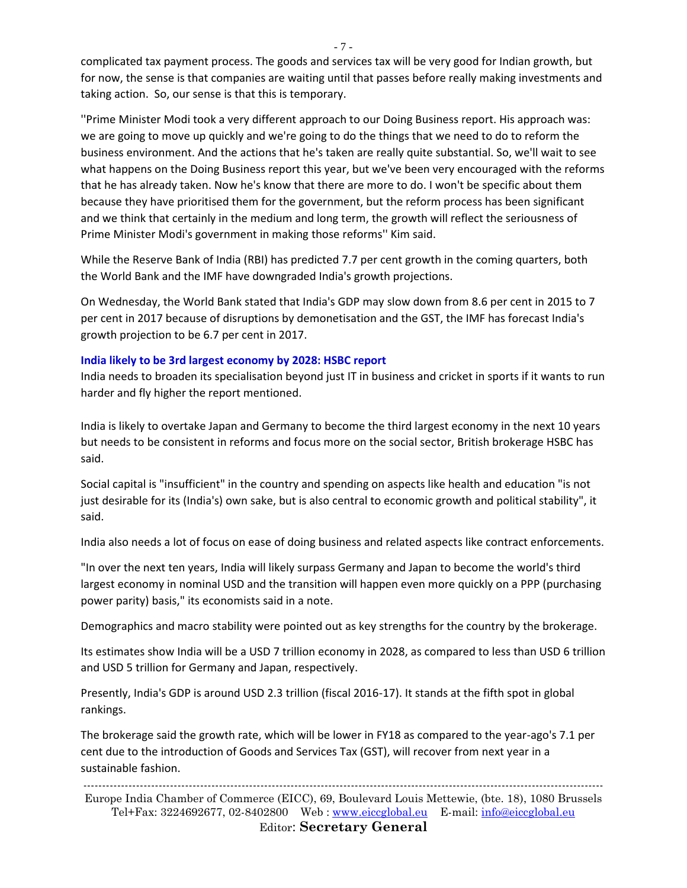complicated tax payment process. The goods and services tax will be very good for Indian growth, but for now, the sense is that companies are waiting until that passes before really making investments and taking action. So, our sense is that this is temporary.

''Prime Minister Modi took a very different approach to our Doing Business report. His approach was: we are going to move up quickly and we're going to do the things that we need to do to reform the business environment. And the actions that he's taken are really quite substantial. So, we'll wait to see what happens on the Doing Business report this year, but we've been very encouraged with the reforms that he has already taken. Now he's know that there are more to do. I won't be specific about them because they have prioritised them for the government, but the reform process has been significant and we think that certainly in the medium and long term, the growth will reflect the seriousness of Prime Minister Modi's government in making those reforms'' Kim said.

While the Reserve Bank of India (RBI) has predicted 7.7 per cent growth in the coming quarters, both the World Bank and the IMF have downgraded India's growth projections.

On Wednesday, the World Bank stated that India's GDP may slow down from 8.6 per cent in 2015 to 7 per cent in 2017 because of disruptions by demonetisation and the GST, the IMF has forecast India's growth projection to be 6.7 per cent in 2017.

### India likely to be 3rd largest economy by 2028: HSBC report

India needs to broaden its specialisation beyond just IT in business and cricket in sports if it wants to run harder and fly higher the report mentioned.

India is likely to overtake Japan and Germany to become the third largest economy in the next 10 years but needs to be consistent in reforms and focus more on the social sector, British brokerage HSBC has said.

Social capital is "insufficient" in the country and spending on aspects like health and education "is not just desirable for its (India's) own sake, but is also central to economic growth and political stability", it said.

India also needs a lot of focus on ease of doing business and related aspects like contract enforcements.

"In over the next ten years, India will likely surpass Germany and Japan to become the world's third largest economy in nominal USD and the transition will happen even more quickly on a PPP (purchasing power parity) basis," its economists said in a note.

Demographics and macro stability were pointed out as key strengths for the country by the brokerage.

Its estimates show India will be a USD 7 trillion economy in 2028, as compared to less than USD 6 trillion and USD 5 trillion for Germany and Japan, respectively.

Presently, India's GDP is around USD 2.3 trillion (fiscal 2016-17). It stands at the fifth spot in global rankings.

The brokerage said the growth rate, which will be lower in FY18 as compared to the year-ago's 7.1 per cent due to the introduction of Goods and Services Tax (GST), will recover from next year in a sustainable fashion.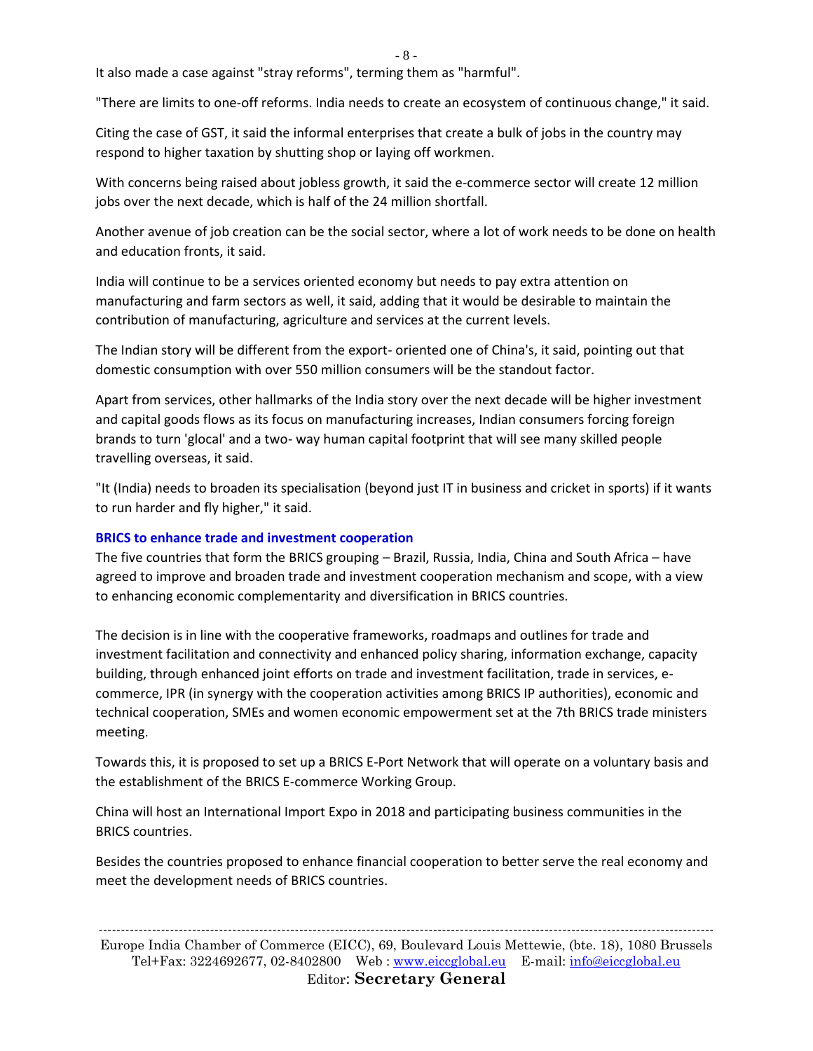It also made a case against "stray reforms", terming them as "harmful".

"There are limits to one-off reforms. India needs to create an ecosystem of continuous change," it said.

Citing the case of GST, it said the informal enterprises that create a bulk of jobs in the country may respond to higher taxation by shutting shop or laying off workmen.

With concerns being raised about jobless growth, it said the e-commerce sector will create 12 million jobs over the next decade, which is half of the 24 million shortfall.

Another avenue of job creation can be the social sector, where a lot of work needs to be done on health and education fronts, it said.

India will continue to be a services oriented economy but needs to pay extra attention on manufacturing and farm sectors as well, it said, adding that it would be desirable to maintain the contribution of manufacturing, agriculture and services at the current levels.

The Indian story will be different from the export- oriented one of China's, it said, pointing out that domestic consumption with over 550 million consumers will be the standout factor.

Apart from services, other hallmarks of the India story over the next decade will be higher investment and capital goods flows as its focus on manufacturing increases, Indian consumers forcing foreign brands to turn 'glocal' and a two- way human capital footprint that will see many skilled people travelling overseas, it said.

"It (India) needs to broaden its specialisation (beyond just IT in business and cricket in sports) if it wants to run harder and fly higher," it said.

### BRICS to enhance trade and investment cooperation

The five countries that form the BRICS grouping – Brazil, Russia, India, China and South Africa – have agreed to improve and broaden trade and investment cooperation mechanism and scope, with a view to enhancing economic complementarity and diversification in BRICS countries.

The decision is in line with the cooperative frameworks, roadmaps and outlines for trade and investment facilitation and connectivity and enhanced policy sharing, information exchange, capacity building, through enhanced joint efforts on trade and investment facilitation, trade in services, e-commerce, IPR (in synergy with the cooperation activities among BRICS IP authorities), economic and technical cooperation, SMEs and women economic empowerment set at the 7th BRICS trade ministers meeting.

Towards this, it is proposed to set up a BRICS E-Port Network that will operate on a voluntary basis and the establishment of the BRICS E-commerce Working Group.

China will host an International Import Expo in 2018 and participating business communities in the BRICS countries.

Besides the countries proposed to enhance financial cooperation to better serve the real economy and meet the development needs of BRICS countries.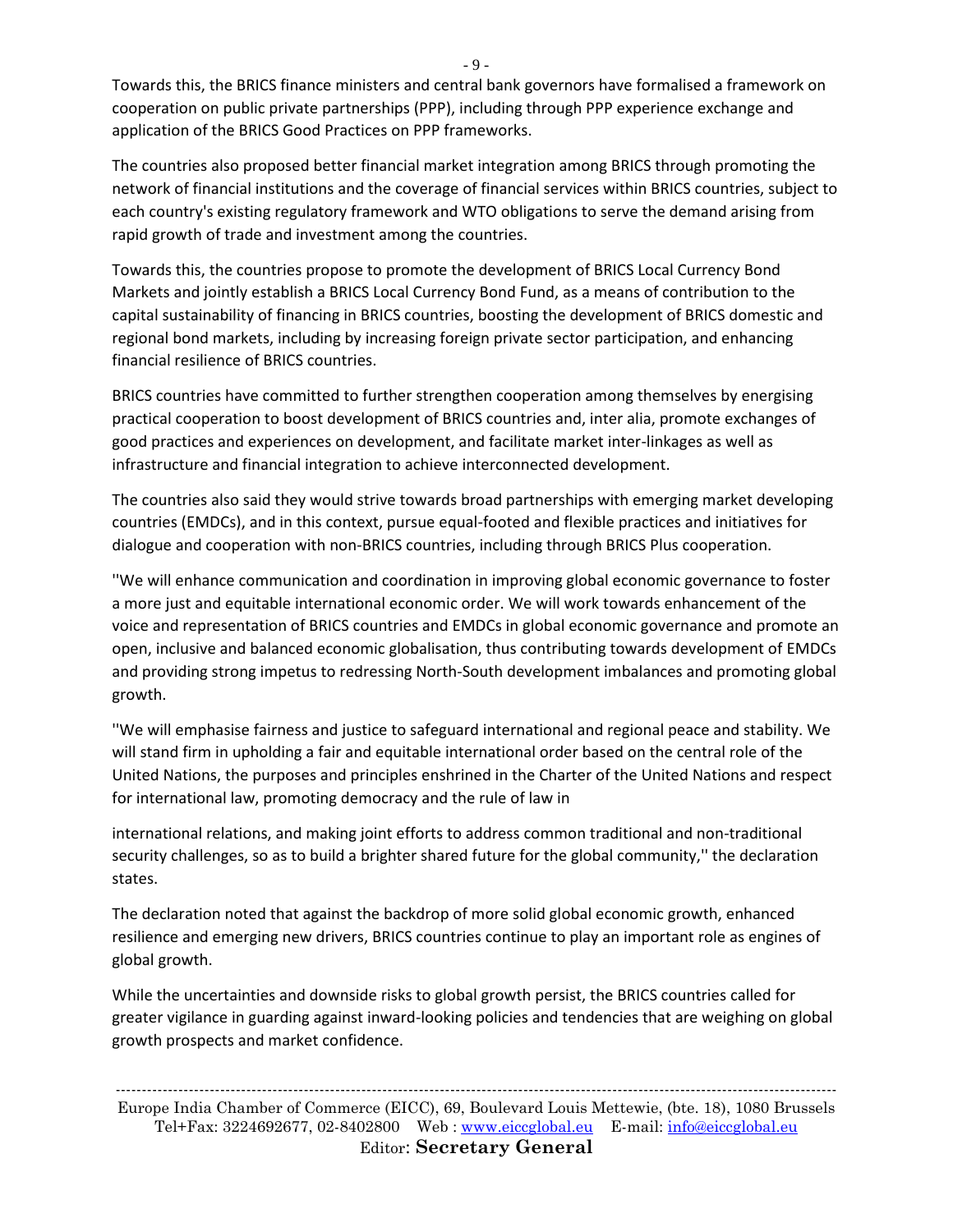Towards this, the BRICS finance ministers and central bank governors have formalised a framework on cooperation on public private partnerships (PPP), including through PPP experience exchange and application of the BRICS Good Practices on PPP frameworks.

The countries also proposed better financial market integration among BRICS through promoting the network of financial institutions and the coverage of financial services within BRICS countries, subject to each country's existing regulatory framework and WTO obligations to serve the demand arising from rapid growth of trade and investment among the countries.

Towards this, the countries propose to promote the development of BRICS Local Currency Bond Markets and jointly establish a BRICS Local Currency Bond Fund, as a means of contribution to the capital sustainability of financing in BRICS countries, boosting the development of BRICS domestic and regional bond markets, including by increasing foreign private sector participation, and enhancing financial resilience of BRICS countries.

BRICS countries have committed to further strengthen cooperation among themselves by energising practical cooperation to boost development of BRICS countries and, inter alia, promote exchanges of good practices and experiences on development, and facilitate market inter-linkages as well as infrastructure and financial integration to achieve interconnected development.

The countries also said they would strive towards broad partnerships with emerging market developing countries (EMDCs), and in this context, pursue equal-footed and flexible practices and initiatives for dialogue and cooperation with non-BRICS countries, including through BRICS Plus cooperation.

''We will enhance communication and coordination in improving global economic governance to foster a more just and equitable international economic order. We will work towards enhancement of the voice and representation of BRICS countries and EMDCs in global economic governance and promote an open, inclusive and balanced economic globalisation, thus contributing towards development of EMDCs and providing strong impetus to redressing North-South development imbalances and promoting global growth.

''We will emphasise fairness and justice to safeguard international and regional peace and stability. We will stand firm in upholding a fair and equitable international order based on the central role of the United Nations, the purposes and principles enshrined in the Charter of the United Nations and respect for international law, promoting democracy and the rule of law in international relations, and making joint efforts to address common traditional and non-traditional security challenges, so as to build a brighter shared future for the global community,'' the declaration states.

The declaration noted that against the backdrop of more solid global economic growth, enhanced resilience and emerging new drivers, BRICS countries continue to play an important role as engines of global growth.

While the uncertainties and downside risks to global growth persist, the BRICS countries called for greater vigilance in guarding against inward-looking policies and tendencies that are weighing on global growth prospects and market confidence.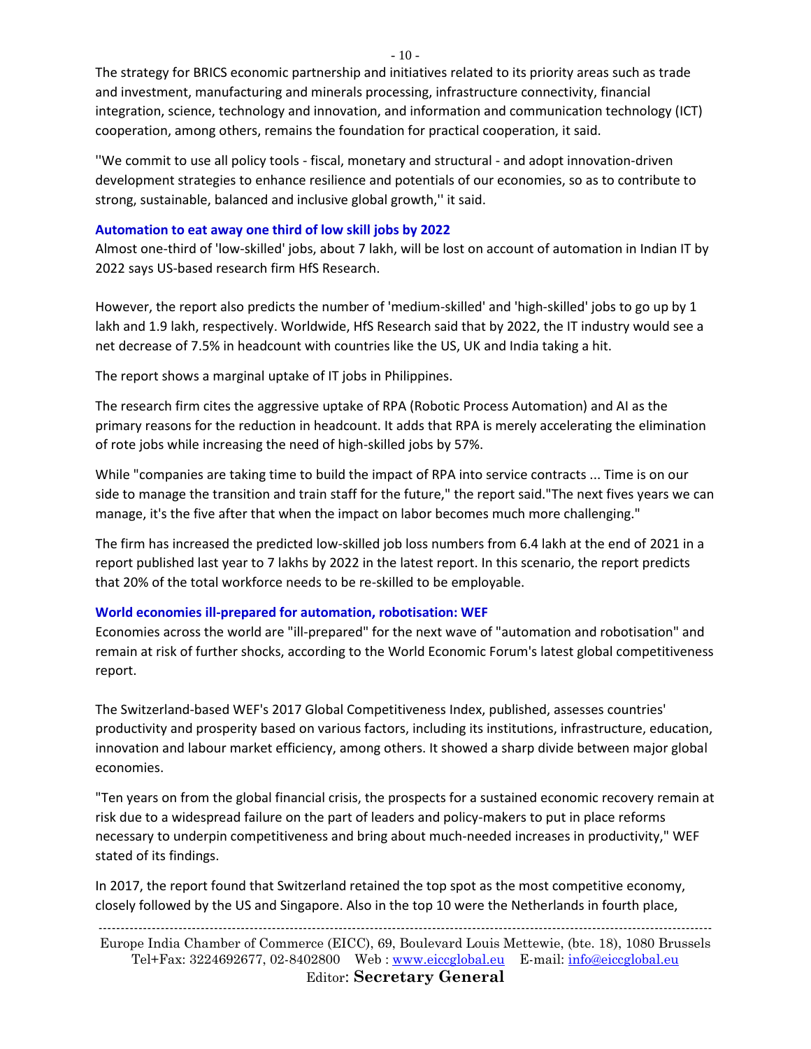The strategy for BRICS economic partnership and initiatives related to its priority areas such as trade and investment, manufacturing and minerals processing, infrastructure connectivity, financial integration, science, technology and innovation, and information and communication technology (ICT) cooperation, among others, remains the foundation for practical cooperation, it said.

''We commit to use all policy tools - fiscal, monetary and structural - and adopt innovation-driven development strategies to enhance resilience and potentials of our economies, so as to contribute to strong, sustainable, balanced and inclusive global growth,'' it said.

### Automation to eat away one third of low skill jobs by 2022

Almost one-third of 'low-skilled' jobs, about 7 lakh, will be lost on account of automation in Indian IT by 2022 says US-based research firm HfS Research.

However, the report also predicts the number of 'medium-skilled' and 'high-skilled' jobs to go up by 1 lakh and 1.9 lakh, respectively. Worldwide, HfS Research said that by 2022, the IT industry would see a net decrease of 7.5% in headcount with countries like the US, UK and India taking a hit.

The report shows a marginal uptake of IT jobs in Philippines.

The research firm cites the aggressive uptake of RPA (Robotic Process Automation) and AI as the primary reasons for the reduction in headcount. It adds that RPA is merely accelerating the elimination of rote jobs while increasing the need of high-skilled jobs by 57%.

While "companies are taking time to build the impact of RPA into service contracts ... Time is on our side to manage the transition and train staff for the future," the report said."The next fives years we can manage, it's the five after that when the impact on labor becomes much more challenging."

The firm has increased the predicted low-skilled job loss numbers from 6.4 lakh at the end of 2021 in a report published last year to 7 lakhs by 2022 in the latest report. In this scenario, the report predicts that 20% of the total workforce needs to be re-skilled to be employable.

### World economies ill-prepared for automation, robotisation: WEF

Economies across the world are "ill-prepared" for the next wave of "automation and robotisation" and remain at risk of further shocks, according to the World Economic Forum's latest global competitiveness report.

The Switzerland-based WEF's 2017 Global Competitiveness Index, published, assesses countries' productivity and prosperity based on various factors, including its institutions, infrastructure, education, innovation and labour market efficiency, among others. It showed a sharp divide between major global economies.

"Ten years on from the global financial crisis, the prospects for a sustained economic recovery remain at risk due to a widespread failure on the part of leaders and policy-makers to put in place reforms necessary to underpin competitiveness and bring about much-needed increases in productivity," WEF stated of its findings.

In 2017, the report found that Switzerland retained the top spot as the most competitive economy, closely followed by the US and Singapore. Also in the top 10 were the Netherlands in fourth place,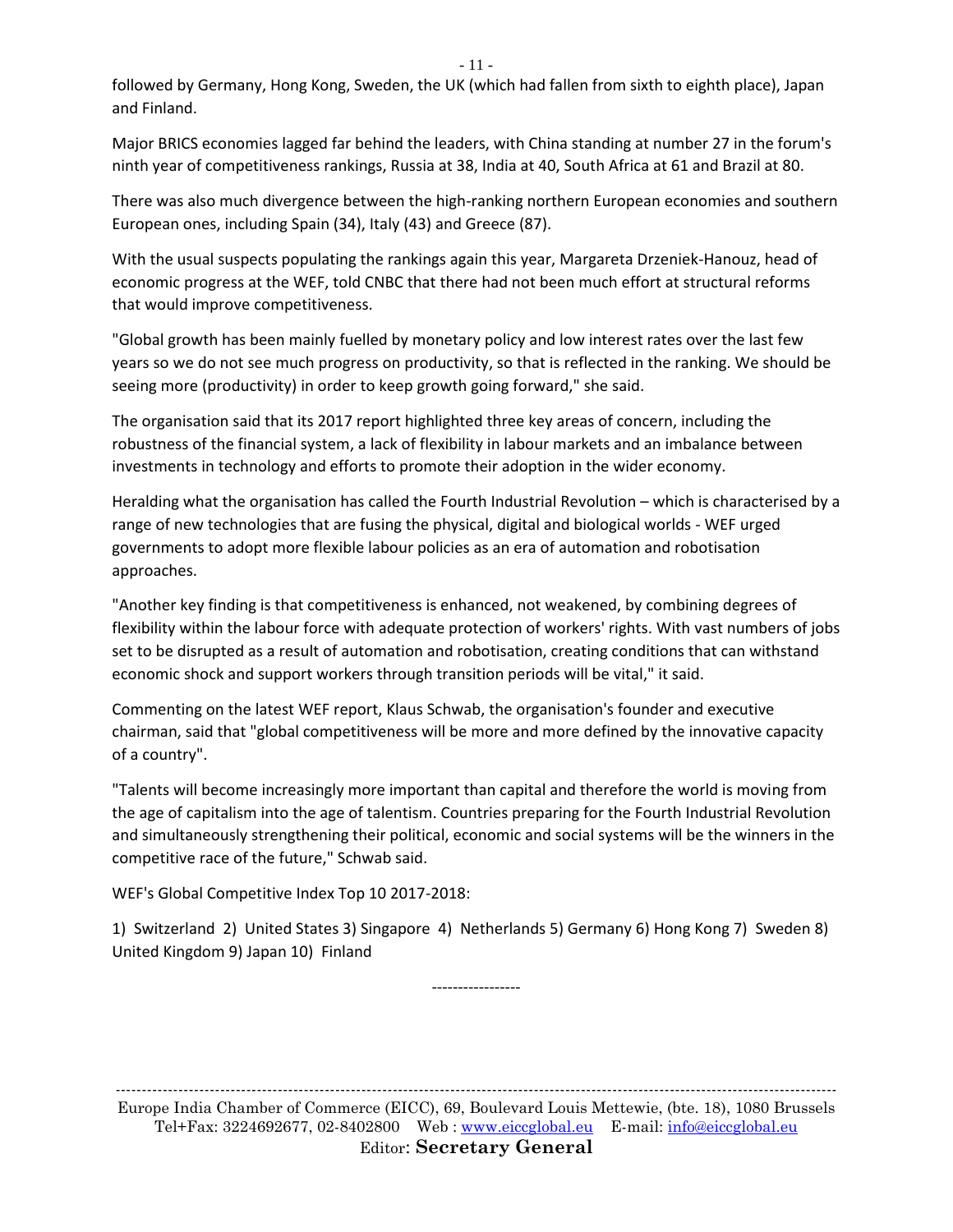followed by Germany, Hong Kong, Sweden, the UK (which had fallen from sixth to eighth place), Japan and Finland.

Major BRICS economies lagged far behind the leaders, with China standing at number 27 in the forum's ninth year of competitiveness rankings, Russia at 38, India at 40, South Africa at 61 and Brazil at 80.

There was also much divergence between the high-ranking northern European economies and southern European ones, including Spain (34), Italy (43) and Greece (87).

With the usual suspects populating the rankings again this year, Margareta Drzeniek-Hanouz, head of economic progress at the WEF, told CNBC that there had not been much effort at structural reforms that would improve competitiveness.

"Global growth has been mainly fuelled by monetary policy and low interest rates over the last few years so we do not see much progress on productivity, so that is reflected in the ranking. We should be seeing more (productivity) in order to keep growth going forward," she said.

The organisation said that its 2017 report highlighted three key areas of concern, including the robustness of the financial system, a lack of flexibility in labour markets and an imbalance between investments in technology and efforts to promote their adoption in the wider economy.

Heralding what the organisation has called the Fourth Industrial Revolution – which is characterised by a range of new technologies that are fusing the physical, digital and biological worlds - WEF urged governments to adopt more flexible labour policies as an era of automation and robotisation approaches.

"Another key finding is that competitiveness is enhanced, not weakened, by combining degrees of flexibility within the labour force with adequate protection of workers' rights. With vast numbers of jobs set to be disrupted as a result of automation and robotisation, creating conditions that can withstand economic shock and support workers through transition periods will be vital," it said.

Commenting on the latest WEF report, Klaus Schwab, the organisation's founder and executive chairman, said that "global competitiveness will be more and more defined by the innovative capacity of a country".

"Talents will become increasingly more important than capital and therefore the world is moving from the age of capitalism into the age of talentism. Countries preparing for the Fourth Industrial Revolution and simultaneously strengthening their political, economic and social systems will be the winners in the competitive race of the future," Schwab said.

WEF's Global Competitive Index Top 10 2017-2018:

1) Switzerland 2) United States 3) Singapore 4) Netherlands 5) Germany 6) Hong Kong 7) Sweden 8) United Kingdom 9) Japan 10) Finland

-----------------

Europe India Chamber of Commerce (EICC), 69, Boulevard Louis Mettewie, (bte. 18), 1080 Brussels
Tel+Fax: 3224692677, 02-8402800 Web : www.eiccglobal.eu E-mail: info@eiccglobal.eu
Editor: **Secretary General**